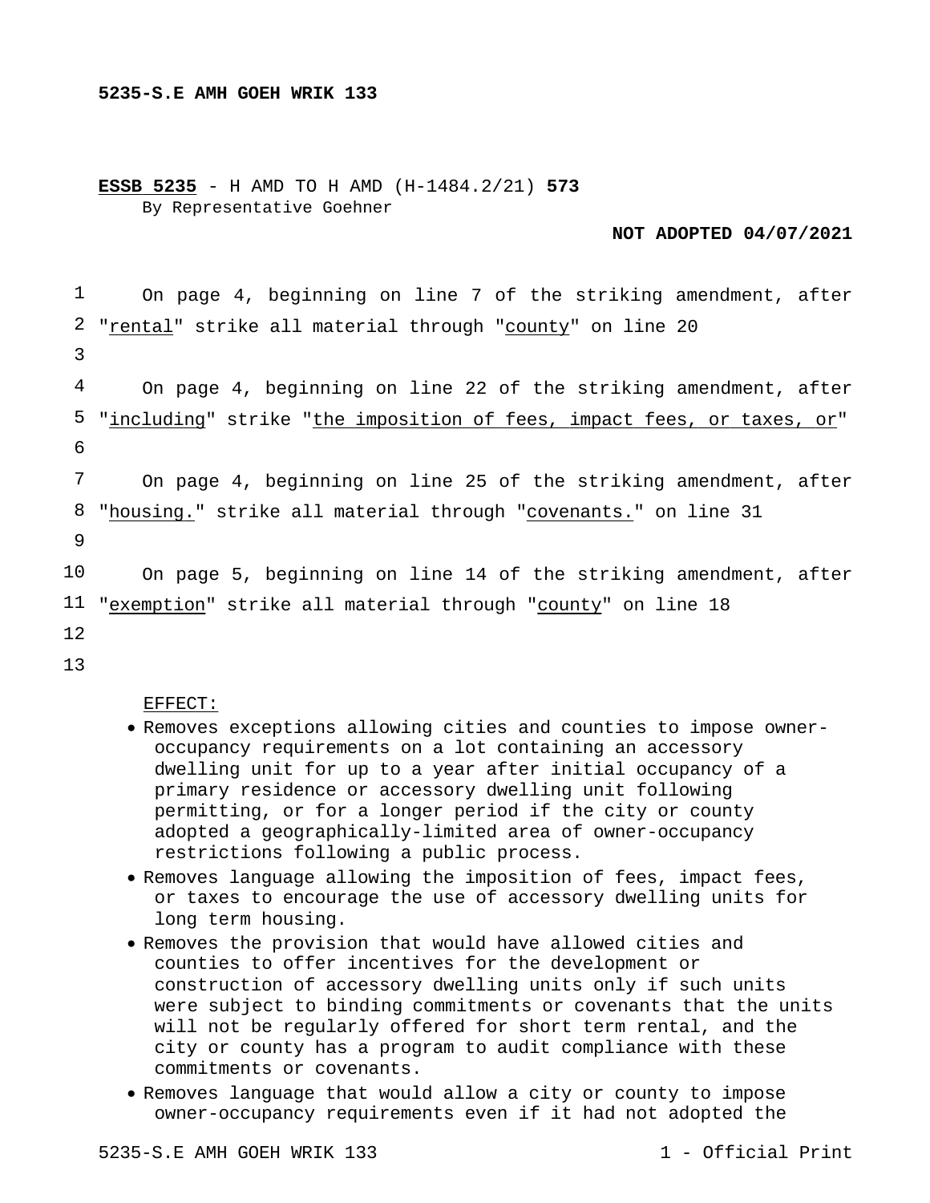**5235-S.E AMH GOEH WRIK 133**

**ESSB 5235** - H AMD TO H AMD (H-1484.2/21) **573**

By Representative Goehner

**NOT ADOPTED 04/07/2021**

On page 4, beginning on line 7 of the striking amendment, after "rental" strike all material through "county" on line 20

On page 4, beginning on line 22 of the striking amendment, after "including" strike "the imposition of fees, impact fees, or taxes, or"

On page 4, beginning on line 25 of the striking amendment, after "housing." strike all material through "covenants." on line 31

On page 5, beginning on line 14 of the striking amendment, after "exemption" strike all material through "county" on line 18

EFFECT:

- Removes exceptions allowing cities and counties to impose owner-occupancy requirements on a lot containing an accessory dwelling unit for up to a year after initial occupancy of a primary residence or accessory dwelling unit following permitting, or for a longer period if the city or county adopted a geographically-limited area of owner-occupancy restrictions following a public process.
- Removes language allowing the imposition of fees, impact fees, or taxes to encourage the use of accessory dwelling units for long term housing.
- Removes the provision that would have allowed cities and counties to offer incentives for the development or construction of accessory dwelling units only if such units were subject to binding commitments or covenants that the units will not be regularly offered for short term rental, and the city or county has a program to audit compliance with these commitments or covenants.
- Removes language that would allow a city or county to impose owner-occupancy requirements even if it had not adopted the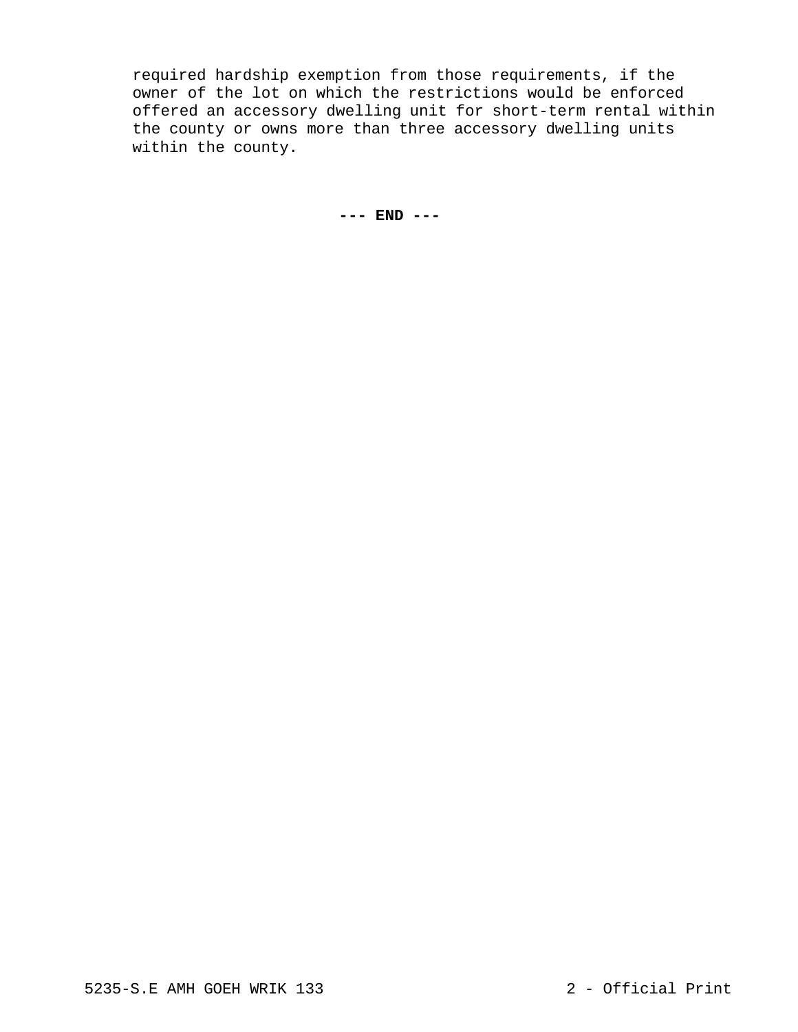required hardship exemption from those requirements, if the owner of the lot on which the restrictions would be enforced offered an accessory dwelling unit for short-term rental within the county or owns more than three accessory dwelling units within the county.

**--- END ---**